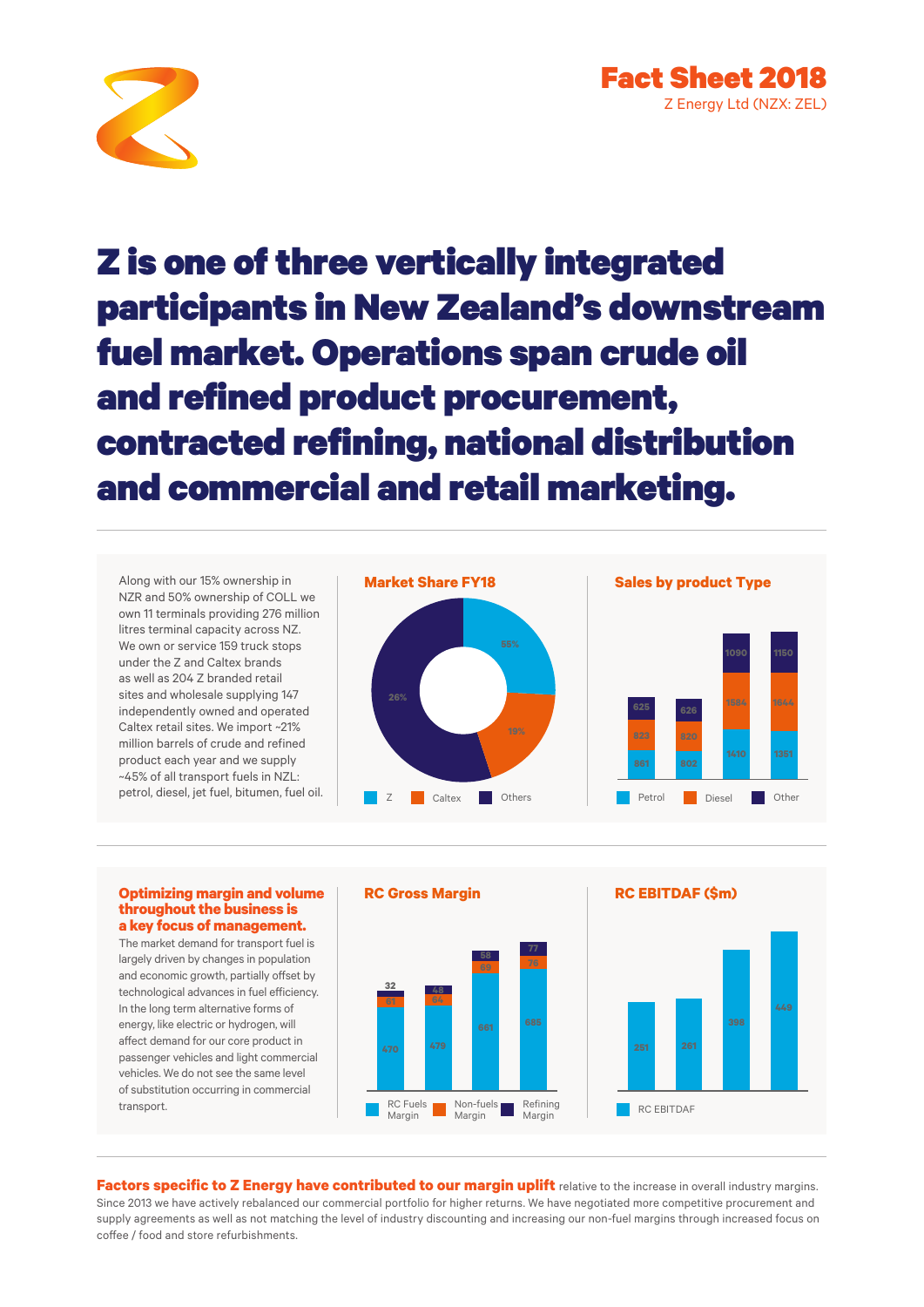# Fact Sheet 2018

Z Energy Ltd (NZX: ZEL)

# Z is one of three vertically integrated participants in New Zealand's downstream fuel market. Operations span crude oil and refined product procurement, contracted refining, national distribution and commercial and retail marketing.

Along with our 15% ownership in NZR and 50% ownership of COLL we own 11 terminals providing 276 million litres terminal capacity across NZ. We own or service 159 truck stops under the Z and Caltex brands as well as 204 Z branded retail sites and wholesale supplying 147 independently owned and operated Caltex retail sites. We import ~21% million barrels of crude and refined product each year and we supply ~45% of all transport fuels in NZL: petrol, diesel, jet fuel, bitumen, fuel oil.

## Market Share FY18

| Z | Caltex | Others |
|---|---|---|
| 55% | 19% | 26% |

## Sales by product Type

| Petrol | Diesel | Other |
|---|---|---|
| 861 | 823 | 625 |
| 802 | 820 | 626 |
| 1410 | 1584 | 1090 |
| 1351 | 1644 | 1150 |

## Optimizing margin and volume throughout the business is a key focus of management.

The market demand for transport fuel is largely driven by changes in population and economic growth, partially offset by technological advances in fuel efficiency. In the long term alternative forms of energy, like electric or hydrogen, will affect demand for our core product in passenger vehicles and light commercial vehicles. We do not see the same level of substitution occurring in commercial transport.

## RC Gross Margin

| RC Fuels Margin | Non-fuels Margin | Refining Margin |
|---|---|---|
| 470 | 61 | 32 |
| 479 | 64 | 48 |
| 661 | 69 | 58 |
| 685 | 76 | 77 |

## RC EBITDAF ($m)

| RC EBITDAF |
|---|
| 251 |
| 261 |
| 398 |
| 449 |

**Factors specific to Z Energy have contributed to our margin uplift** relative to the increase in overall industry margins. Since 2013 we have actively rebalanced our commercial portfolio for higher returns. We have negotiated more competitive procurement and supply agreements as well as not matching the level of industry discounting and increasing our non-fuel margins through increased focus on coffee / food and store refurbishments.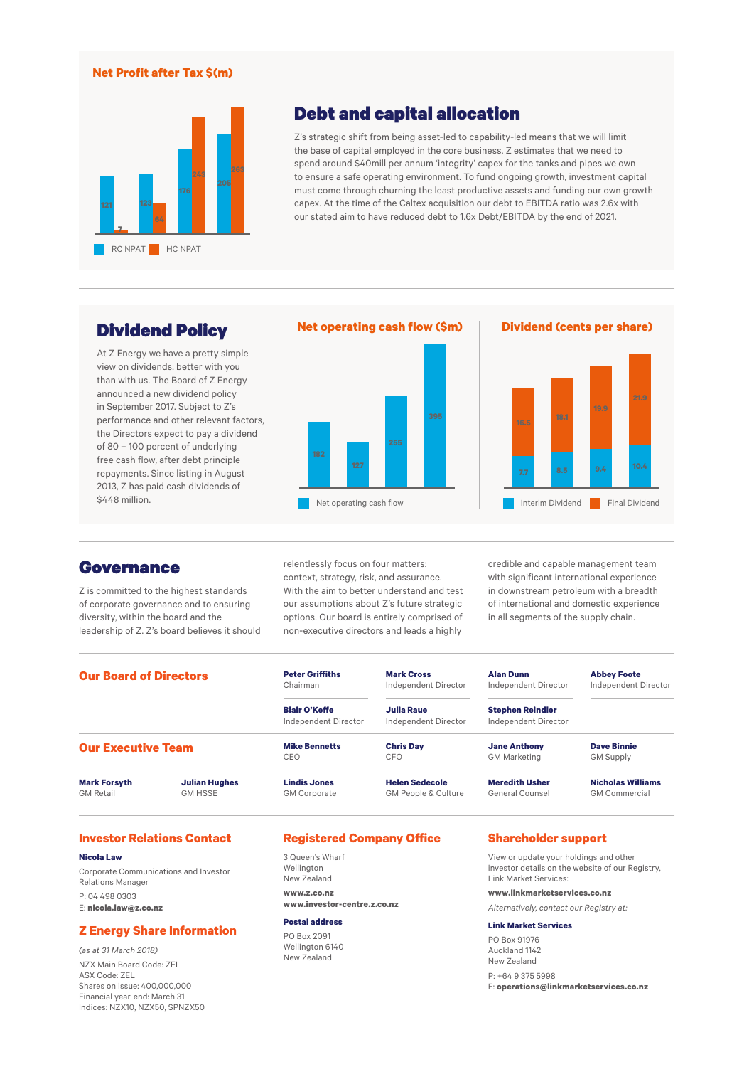## Net Profit after Tax $(m)

121
7
123
64
176
243
205
263

RC NPAT HC NPAT

# Debt and capital allocation

Z's strategic shift from being asset-led to capability-led means that we will limit the base of capital employed in the core business. Z estimates that we need to spend around $40mill per annum 'integrity' capex for the tanks and pipes we own to ensure a safe operating environment. To fund ongoing growth, investment capital must come through churning the least productive assets and funding our own growth capex. At the time of the Caltex acquisition our debt to EBITDA ratio was 2.6x with our stated aim to have reduced debt to 1.6x Debt/EBITDA by the end of 2021.

# Dividend Policy

At Z Energy we have a pretty simple view on dividends: better with you than with us. The Board of Z Energy announced a new dividend policy in September 2017. Subject to Z's performance and other relevant factors, the Directors expect to pay a dividend of 80 – 100 percent of underlying free cash flow, after debt principle repayments. Since listing in August 2013, Z has paid cash dividends of $448 million.

## Net operating cash flow ($m)

182
127
255
395

Net operating cash flow

## Dividend (cents per share)

16.5
7.7
18.1
8.5
19.9
9.6
21.9
10.4

Interim Dividend Final Dividend

# Governance

Z is committed to the highest standards of corporate governance and to ensuring diversity, within the board and the leadership of Z. Z's board believes it should relentlessly focus on four matters: context, strategy, risk, and assurance. With the aim to better understand and test our assumptions about Z's future strategic options. Our board is entirely comprised of non-executive directors and leads a highly credible and capable management team with significant international experience in downstream petroleum with a breadth of international and domestic experience in all segments of the supply chain.

## Our Board of Directors

**Peter Griffiths**
Chairman

**Mark Cross**
Independent Director

**Alan Dunn**
Independent Director

**Abbey Foote**
Independent Director

**Blair O'Keffe**
Independent Director

**Julia Raue**
Independent Director

**Stephen Reindler**
Independent Director

## Our Executive Team

**Mike Bennetts**
CEO

**Chris Day**
CFO

**Jane Anthony**
GM Marketing

**Dave Binnie**
GM Supply

**Mark Forsyth**
GM Retail

**Julian Hughes**
GM HSSE

**Lindis Jones**
GM Corporate

**Helen Sedecole**
GM People & Culture

**Meredith Usher**
General Counsel

**Nicholas Williams**
GM Commercial

## Investor Relations Contact

**Nicola Law**

Corporate Communications and Investor Relations Manager

P: 04 498 0303
E: **nicola.law@z.co.nz**

## Z Energy Share Information

*(as at 31 March 2018)*

NZX Main Board Code: ZEL
ASX Code: ZEL
Shares on issue: 400,000,000
Financial year-end: March 31
Indices: NZX10, NZX50, SPNZX50

## Registered Company Office

3 Queen's Wharf
Wellington
New Zealand

**www.z.co.nz**
**www.investor-centre.z.co.nz**

**Postal address**

PO Box 2091
Wellington 6140
New Zealand

## Shareholder support

View or update your holdings and other investor details on the website of our Registry, Link Market Services:

**www.linkmarketservices.co.nz**

*Alternatively, contact our Registry at:*

**Link Market Services**

PO Box 91976
Auckland 1142
New Zealand

P: +64 9 375 5998
E: **operations@linkmarketservices.co.nz**